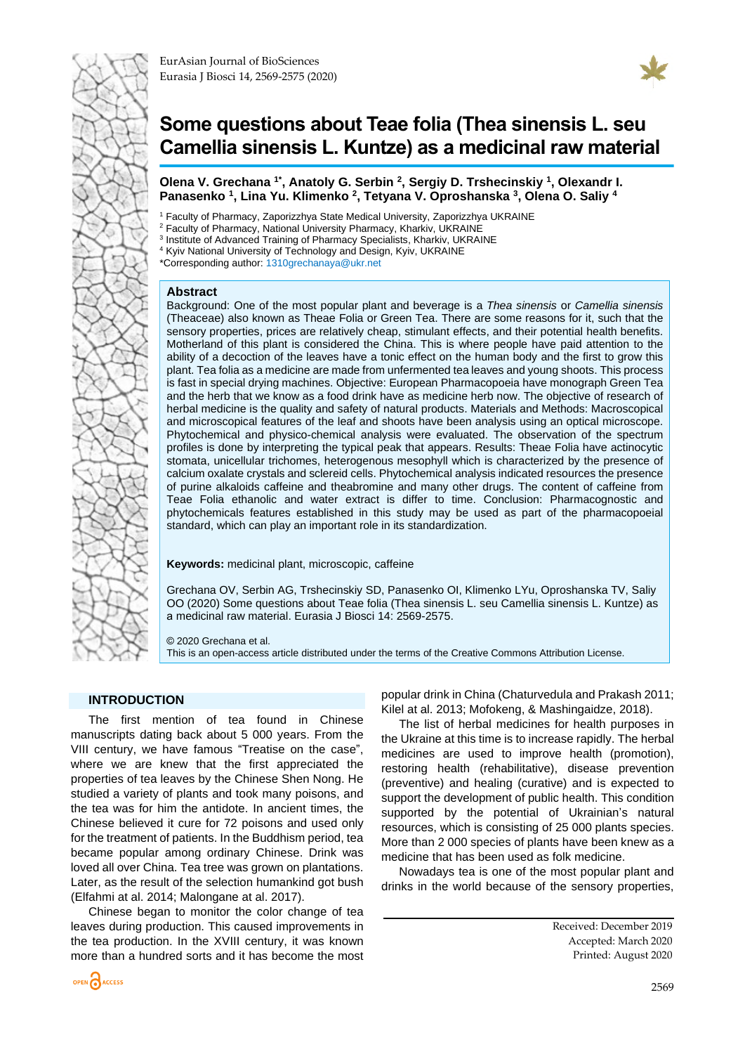# Some questions about Teae folia (Thea sinensis L. seu Camellia sinensis L. Kuntze) as a medicinal raw material

**Olena V. Grechana [1*], Anatoly G. Serbin [2], Sergiy D. Trshecinskiy [1], Olexandr I. Panasenko [1], Lina Yu. Klimenko [2], Tetyana V. Oproshanska [3], Olena O. Saliy [4]**

[1] Faculty of Pharmacy, Zaporizzhya State Medical University, Zaporizzhya UKRAINE
[2] Faculty of Pharmacy, National University Pharmacy, Kharkiv, UKRAINE
[3] Institute of Advanced Training of Pharmacy Specialists, Kharkiv, UKRAINE
[4] Kyiv National University of Technology and Design, Kyiv, UKRAINE
*Corresponding author: 1310grechanaya@ukr.net

### Abstract

Background: One of the most popular plant and beverage is a *Thea sinensis* or *Camellia sinensis* (Theaceae) also known as Theae Folia or Green Tea. There are some reasons for it, such that the sensory properties, prices are relatively cheap, stimulant effects, and their potential health benefits. Motherland of this plant is considered the China. This is where people have paid attention to the ability of a decoction of the leaves have a tonic effect on the human body and the first to grow this plant. Tea folia as a medicine are made from unfermented tea leaves and young shoots. This process is fast in special drying machines. Objective: European Pharmacopoeia have monograph Green Tea and the herb that we know as a food drink have as medicine herb now. The objective of research of herbal medicine is the quality and safety of natural products. Materials and Methods: Macroscopical and microscopical features of the leaf and shoots have been analysis using an optical microscope. Phytochemical and physico-chemical analysis were evaluated. The observation of the spectrum profiles is done by interpreting the typical peak that appears. Results: Theae Folia have actinocytic stomata, unicellular trichomes, heterogenous mesophyll which is characterized by the presence of calcium oxalate crystals and sclereid cells. Phytochemical analysis indicated resources the presence of purine alkaloids caffeine and theabromine and many other drugs. The content of caffeine from Teae Folia ethanolic and water extract is differ to time. Conclusion: Pharmacognostic and phytochemicals features established in this study may be used as part of the pharmacopoeial standard, which can play an important role in its standardization.

**Keywords:** medicinal plant, microscopic, caffeine

Grechana OV, Serbin AG, Trshecinskiy SD, Panasenko OI, Klimenko LYu, Oproshanska TV, Saliy OO (2020) Some questions about Teae folia (Thea sinensis L. seu Camellia sinensis L. Kuntze) as a medicinal raw material. Eurasia J Biosci 14: 2569-2575.

© 2020 Grechana et al.
This is an open-access article distributed under the terms of the Creative Commons Attribution License.

## INTRODUCTION

The first mention of tea found in Chinese manuscripts dating back about 5 000 years. From the VIII century, we have famous "Treatise on the case", where we are knew that the first appreciated the properties of tea leaves by the Chinese Shen Nong. He studied a variety of plants and took many poisons, and the tea was for him the antidote. In ancient times, the Chinese believed it cure for 72 poisons and used only for the treatment of patients. In the Buddhism period, tea became popular among ordinary Chinese. Drink was loved all over China. Tea tree was grown on plantations. Later, as the result of the selection humankind got bush (Elfahmi at al. 2014; Malongane at al. 2017).

Chinese began to monitor the color change of tea leaves during production. This caused improvements in the tea production. In the XVIII century, it was known more than a hundred sorts and it has become the most popular drink in China (Chaturvedula and Prakash 2011; Kilel at al. 2013; Mofokeng, & Mashingaidze, 2018).

The list of herbal medicines for health purposes in the Ukraine at this time is to increase rapidly. The herbal medicines are used to improve health (promotion), restoring health (rehabilitative), disease prevention (preventive) and healing (curative) and is expected to support the development of public health. This condition supported by the potential of Ukrainian's natural resources, which is consisting of 25 000 plants species. More than 2 000 species of plants have been knew as a medicine that has been used as folk medicine.

Nowadays tea is one of the most popular plant and drinks in the world because of the sensory properties,

Received: December 2019
Accepted: March 2020
Printed: August 2020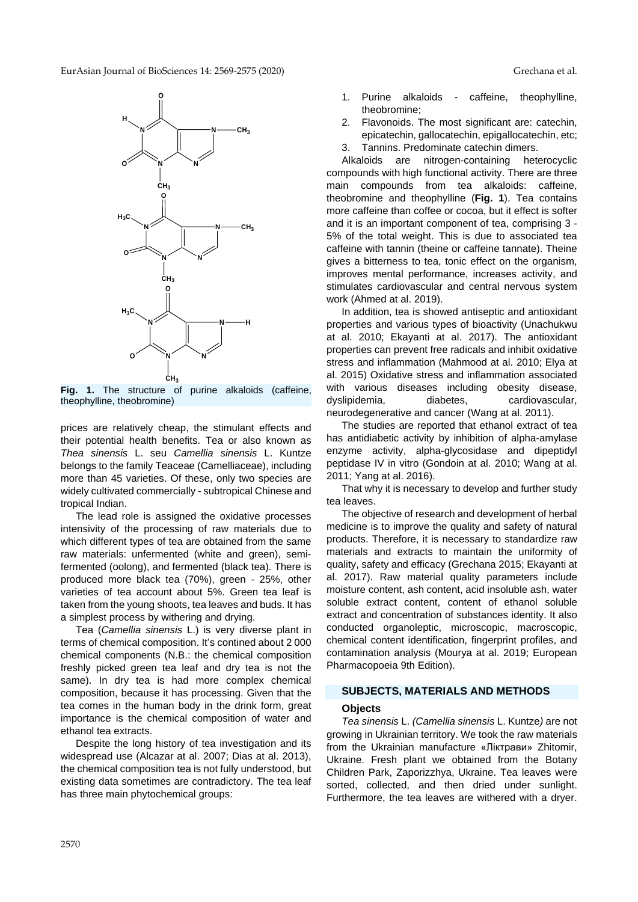**Fig. 1.** The structure of purine alkaloids (caffeine, theophylline, theobromine)

prices are relatively cheap, the stimulant effects and their potential health benefits. Tea or also known as *Thea sinensis* L. seu *Camellia sinensis* L. Kuntze belongs to the family Teaceae (Camelliaceae), including more than 45 varieties. Of these, only two species are widely cultivated commercially - subtropical Chinese and tropical Indian.

The lead role is assigned the oxidative processes intensivity of the processing of raw materials due to which different types of tea are obtained from the same raw materials: unfermented (white and green), semi-fermented (oolong), and fermented (black tea). There is produced more black tea (70%), green - 25%, other varieties of tea account about 5%. Green tea leaf is taken from the young shoots, tea leaves and buds. It has a simplest process by withering and drying.

Tea (*Camellia sinensis* L.) is very diverse plant in terms of chemical composition. It's contined about 2 000 chemical components (N.B.: the chemical composition freshly picked green tea leaf and dry tea is not the same). In dry tea is had more complex chemical composition, because it has processing. Given that the tea comes in the human body in the drink form, great importance is the chemical composition of water and ethanol tea extracts.

Despite the long history of tea investigation and its widespread use (Alcazar at al. 2007; Dias at al. 2013), the chemical composition tea is not fully understood, but existing data sometimes are contradictory. The tea leaf has three main phytochemical groups:

1. Purine alkaloids - caffeine, theophylline, theobromine;
2. Flavonoids. The most significant are: catechin, epicatechin, gallocatechin, epigallocatechin, etc;
3. Tannins. Predominate catechin dimers.

Alkaloids are nitrogen-containing heterocyclic compounds with high functional activity. There are three main compounds from tea alkaloids: caffeine, theobromine and theophylline (**Fig. 1**). Tea contains more caffeine than coffee or cocoa, but it effect is softer and it is an important component of tea, comprising 3 - 5% of the total weight. This is due to associated tea caffeine with tannin (theine or caffeine tannate). Theine gives a bitterness to tea, tonic effect on the organism, improves mental performance, increases activity, and stimulates cardiovascular and central nervous system work (Ahmed at al. 2019).

In addition, tea is showed antiseptic and antioxidant properties and various types of bioactivity (Unachukwu at al. 2010; Ekayanti at al. 2017). The antioxidant properties can prevent free radicals and inhibit oxidative stress and inflammation (Mahmood at al. 2010; Elya at al. 2015) Oxidative stress and inflammation associated with various diseases including obesity disease, dyslipidemia, diabetes, cardiovascular, neurodegenerative and cancer (Wang at al. 2011).

The studies are reported that ethanol extract of tea has antidiabetic activity by inhibition of alpha-amylase enzyme activity, alpha-glycosidase and dipeptidyl peptidase IV in vitro (Gondoin at al. 2010; Wang at al. 2011; Yang at al. 2016).

That why it is necessary to develop and further study tea leaves.

The objective of research and development of herbal medicine is to improve the quality and safety of natural products. Therefore, it is necessary to standardize raw materials and extracts to maintain the uniformity of quality, safety and efficacy (Grechana 2015; Ekayanti at al. 2017). Raw material quality parameters include moisture content, ash content, acid insoluble ash, water soluble extract content, content of ethanol soluble extract and concentration of substances identity. It also conducted organoleptic, microscopic, macroscopic, chemical content identification, fingerprint profiles, and contamination analysis (Mourya at al. 2019; European Pharmacopoeia 9th Edition).

## SUBJECTS, MATERIALS AND METHODS

### Objects

*Tea sinensis* L. *(Camellia sinensis* L. Kuntze*)* are not growing in Ukrainian territory. We took the raw materials from the Ukrainian manufacture «Ліктрави» Zhitomir, Ukraine. Fresh plant we obtained from the Botany Children Park, Zaporizzhya, Ukraine. Tea leaves were sorted, collected, and then dried under sunlight. Furthermore, the tea leaves are withered with a dryer.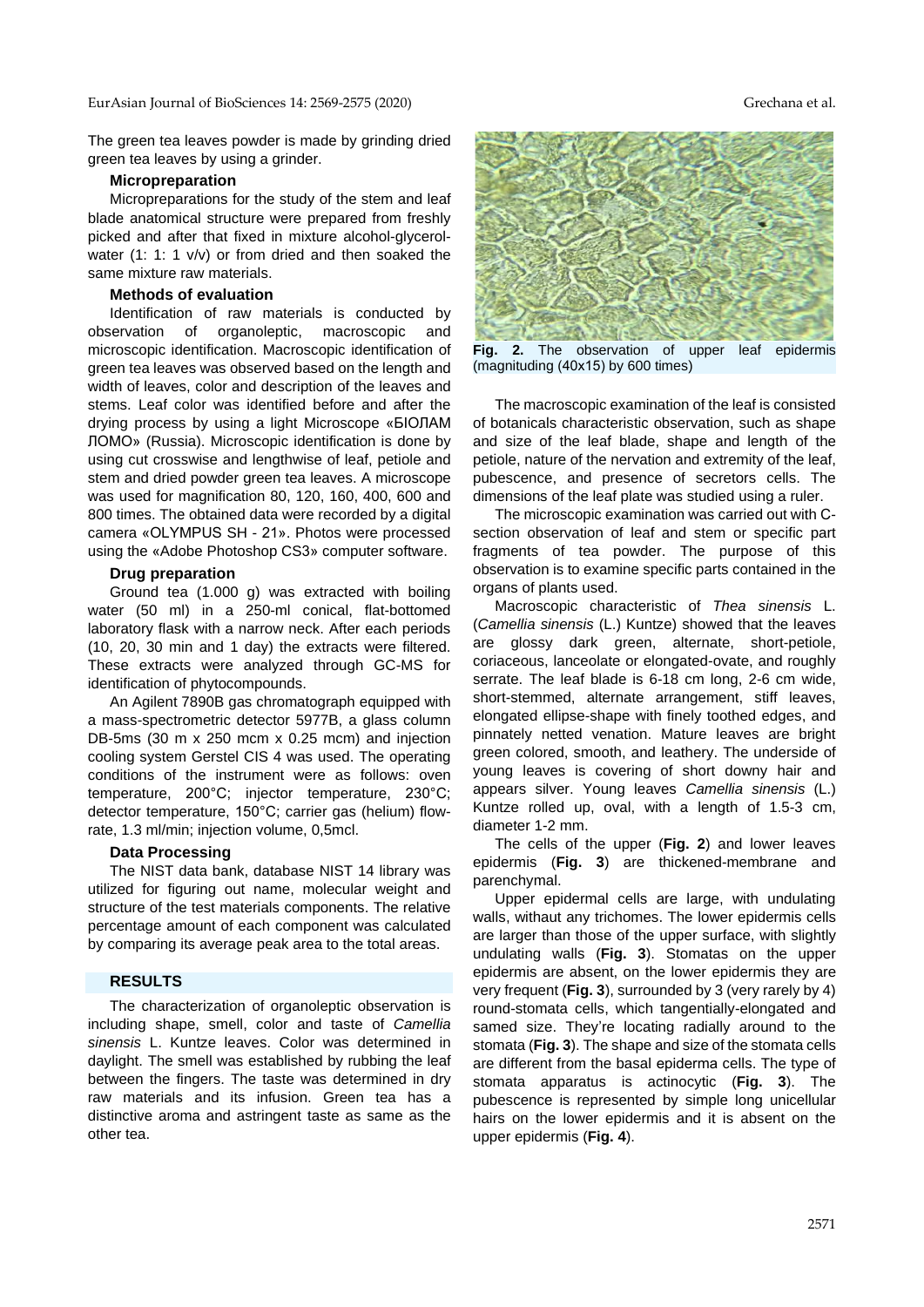The green tea leaves powder is made by grinding dried green tea leaves by using a grinder.

### Micropreparation

Micropreparations for the study of the stem and leaf blade anatomical structure were prepared from freshly picked and after that fixed in mixture alcohol-glycerol-water (1: 1: 1 v/v) or from dried and then soaked the same mixture raw materials.

### Methods of evaluation

Identification of raw materials is conducted by observation of organoleptic, macroscopic and microscopic identification. Macroscopic identification of green tea leaves was observed based on the length and width of leaves, color and description of the leaves and stems. Leaf color was identified before and after the drying process by using a light Microscope «БІОЛАМ ЛОМО» (Russia). Microscopic identification is done by using cut crosswise and lengthwise of leaf, petiole and stem and dried powder green tea leaves. A microscope was used for magnification 80, 120, 160, 400, 600 and 800 times. The obtained data were recorded by a digital camera «OLYMPUS SH - 21». Photos were processed using the «Adobe Photoshop CS3» computer software.

### Drug preparation

Ground tea (1.000 g) was extracted with boiling water (50 ml) in a 250-ml conical, flat-bottomed laboratory flask with a narrow neck. After each periods (10, 20, 30 min and 1 day) the extracts were filtered. These extracts were analyzed through GC-MS for identification of phytocompounds.

An Agilent 7890B gas chromatograph equipped with a mass-spectrometric detector 5977B, a glass column DB-5ms (30 m x 250 mcm x 0.25 mcm) and injection cooling system Gerstel CIS 4 was used. The operating conditions of the instrument were as follows: oven temperature, 200°C; injector temperature, 230°C; detector temperature, 150°C; carrier gas (helium) flow-rate, 1.3 ml/min; injection volume, 0,5mcl.

### Data Processing

The NIST data bank, database NIST 14 library was utilized for figuring out name, molecular weight and structure of the test materials components. The relative percentage amount of each component was calculated by comparing its average peak area to the total areas.

## RESULTS

The characterization of organoleptic observation is including shape, smell, color and taste of *Camellia sinensis* L. Kuntze leaves. Color was determined in daylight. The smell was established by rubbing the leaf between the fingers. The taste was determined in dry raw materials and its infusion. Green tea has a distinctive aroma and astringent taste as same as the other tea.

**Fig. 2.** The observation of upper leaf epidermis (magnituding (40x15) by 600 times)

The macroscopic examination of the leaf is consisted of botanicals characteristic observation, such as shape and size of the leaf blade, shape and length of the petiole, nature of the nervation and extremity of the leaf, pubescence, and presence of secretors cells. The dimensions of the leaf plate was studied using a ruler.

The microscopic examination was carried out with C-section observation of leaf and stem or specific part fragments of tea powder. The purpose of this observation is to examine specific parts contained in the organs of plants used.

Macroscopic characteristic of *Thea sinensis* L. (*Camellia sinensis* (L.) Kuntze) showed that the leaves are glossy dark green, alternate, short-petiole, coriaceous, lanceolate or elongated-ovate, and roughly serrate. The leaf blade is 6-18 cm long, 2-6 cm wide, short-stemmed, alternate arrangement, stiff leaves, elongated ellipse-shape with finely toothed edges, and pinnately netted venation. Mature leaves are bright green colored, smooth, and leathery. The underside of young leaves is covering of short downy hair and appears silver. Young leaves *Camellia sinensis* (L.) Kuntze rolled up, oval, with a length of 1.5-3 cm, diameter 1-2 mm.

The cells of the upper (**Fig. 2**) and lower leaves epidermis (**Fig. 3**) are thickened-membrane and parenchymal.

Upper epidermal cells are large, with undulating walls, withaut any trichomes. The lower epidermis cells are larger than those of the upper surface, with slightly undulating walls (**Fig. 3**). Stomatas on the upper epidermis are absent, on the lower epidermis they are very frequent (**Fig. 3**), surrounded by 3 (very rarely by 4) round-stomata cells, which tangentially-elongated and samed size. They're locating radially around to the stomata (**Fig. 3**). The shape and size of the stomata cells are different from the basal epiderma cells. The type of stomata apparatus is actinocytic (**Fig. 3**). The pubescence is represented by simple long unicellular hairs on the lower epidermis and it is absent on the upper epidermis (**Fig. 4**).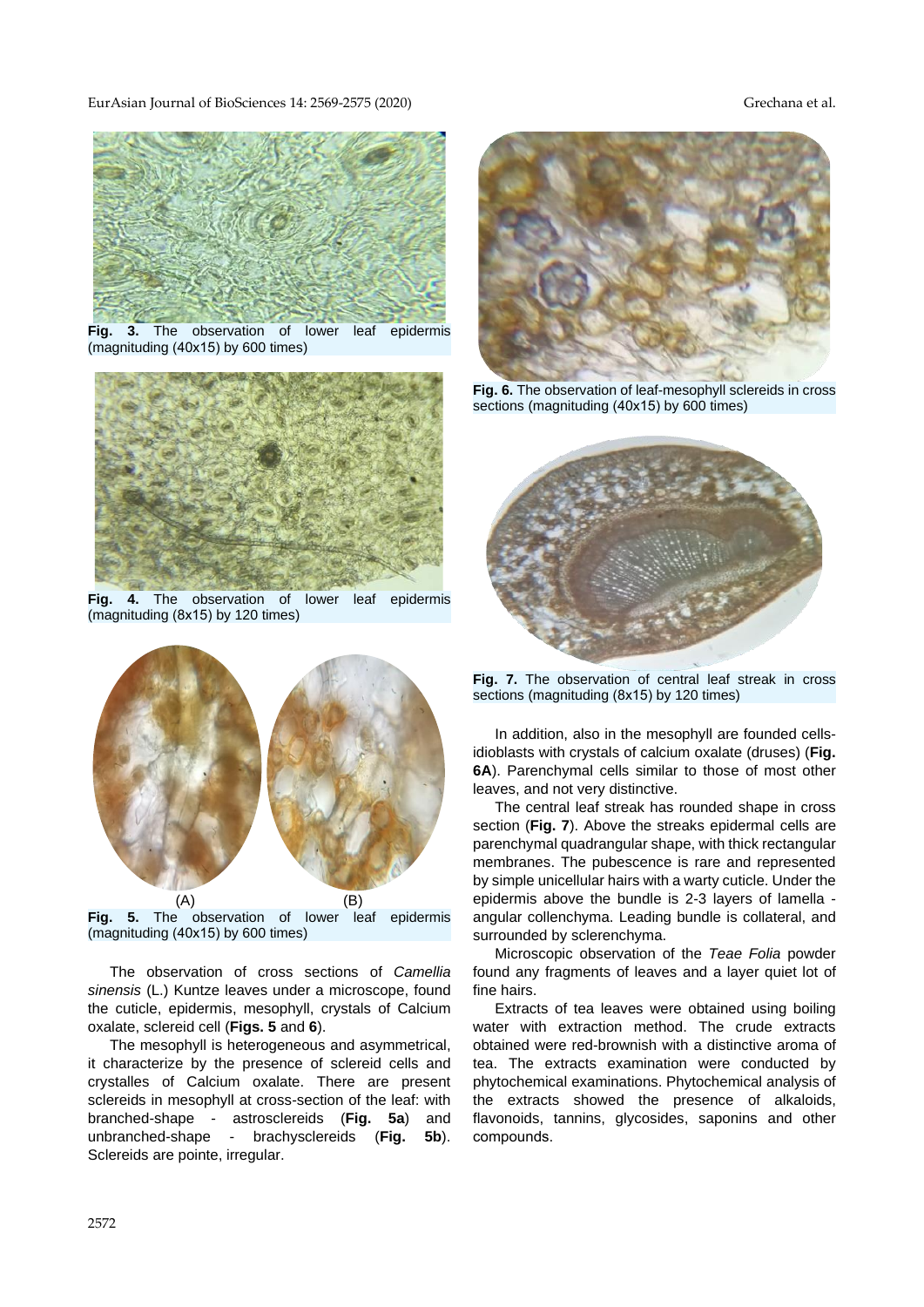Fig. 3. The observation of lower leaf epidermis (magnituding (40x15) by 600 times)

Fig. 4. The observation of lower leaf epidermis (magnituding (8x15) by 120 times)

(A) (B)

Fig. 5. The observation of lower leaf epidermis (magnituding (40x15) by 600 times)

The observation of cross sections of *Camellia sinensis* (L.) Kuntze leaves under a microscope, found the cuticle, epidermis, mesophyll, crystals of Calcium oxalate, sclereid cell (**Figs. 5** and **6**).

The mesophyll is heterogeneous and asymmetrical, it characterize by the presence of sclereid cells and crystalles of Calcium oxalate. There are present sclereids in mesophyll at cross-section of the leaf: with branched-shape - astrosclereids (**Fig. 5a**) and unbranched-shape - brachysclereids (**Fig. 5b**). Sclereids are pointe, irregular.

Fig. 6. The observation of leaf-mesophyll sclereids in cross sections (magnituding (40x15) by 600 times)

Fig. 7. The observation of central leaf streak in cross sections (magnituding (8x15) by 120 times)

In addition, also in the mesophyll are founded cells-idioblasts with crystals of calcium oxalate (druses) (**Fig. 6A**). Parenchymal cells similar to those of most other leaves, and not very distinctive.

The central leaf streak has rounded shape in cross section (**Fig. 7**). Above the streaks epidermal cells are parenchymal quadrangular shape, with thick rectangular membranes. The pubescence is rare and represented by simple unicellular hairs with a warty cuticle. Under the epidermis above the bundle is 2-3 layers of lamella - angular collenchyma. Leading bundle is collateral, and surrounded by sclerenchyma.

Microscopic observation of the *Teae Folia* powder found any fragments of leaves and a layer quiet lot of fine hairs.

Extracts of tea leaves were obtained using boiling water with extraction method. The crude extracts obtained were red-brownish with a distinctive aroma of tea. The extracts examination were conducted by phytochemical examinations. Phytochemical analysis of the extracts showed the presence of alkaloids, flavonoids, tannins, glycosides, saponins and other compounds.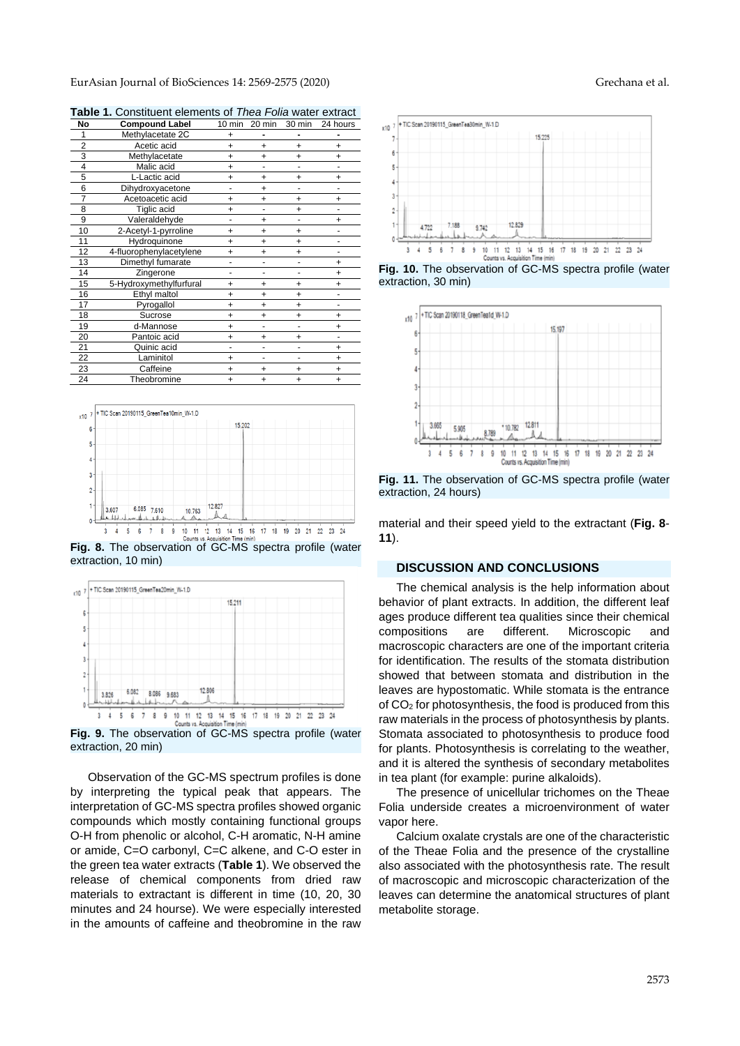**Table 1.** Constituent elements of *Thea Folia* water extract

| No | Compound Label | 10 min | 20 min | 30 min | 24 hours |
|---|---|---|---|---|---|
| 1 | Methylacetate 2C | + | - | - | - |
| 2 | Acetic acid | + | + | + | + |
| 3 | Methylacetate | + | + | + | + |
| 4 | Malic acid | + | - | - | - |
| 5 | L-Lactic acid | + | + | + | + |
| 6 | Dihydroxyacetone | - | + | - | - |
| 7 | Acetoacetic acid | + | + | + | + |
| 8 | Tiglic acid | + | - | + | - |
| 9 | Valeraldehyde | - | + | - | + |
| 10 | 2-Acetyl-1-pyrroline | + | + | + | - |
| 11 | Hydroquinone | + | + | + | - |
| 12 | 4-fluorophenylacetylene | + | + | + | - |
| 13 | Dimethyl fumarate | - | - | - | + |
| 14 | Zingerone | - | - | - | + |
| 15 | 5-Hydroxymethylfurfural | + | + | + | + |
| 16 | Ethyl maltol | + | + | + | - |
| 17 | Pyrogallol | + | + | + | - |
| 18 | Sucrose | + | + | + | + |
| 19 | d-Mannose | + | - | - | + |
| 20 | Pantoic acid | + | + | + | - |
| 21 | Quinic acid | - | - | - | + |
| 22 | Laminitol | + | - | - | + |
| 23 | Caffeine | + | + | + | + |
| 24 | Theobromine | + | + | + | + |

**Fig. 8.** The observation of GC-MS spectra profile (water extraction, 10 min)

**Fig. 9.** The observation of GC-MS spectra profile (water extraction, 20 min)

Observation of the GC-MS spectrum profiles is done by interpreting the typical peak that appears. The interpretation of GC-MS spectra profiles showed organic compounds which mostly containing functional groups O-H from phenolic or alcohol, C-H aromatic, N-H amine or amide, C=O carbonyl, C=C alkene, and C-O ester in the green tea water extracts (**Table 1**). We observed the release of chemical components from dried raw materials to extractant is different in time (10, 20, 30 minutes and 24 hourse). We were especially interested in the amounts of caffeine and theobromine in the raw material and their speed yield to the extractant (**Fig. 8**-**11**).

**Fig. 10.** The observation of GC-MS spectra profile (water extraction, 30 min)

**Fig. 11.** The observation of GC-MS spectra profile (water extraction, 24 hours)

## DISCUSSION AND CONCLUSIONS

The chemical analysis is the help information about behavior of plant extracts. In addition, the different leaf ages produce different tea qualities since their chemical compositions are different. Microscopic and macroscopic characters are one of the important criteria for identification. The results of the stomata distribution showed that between stomata and distribution in the leaves are hypostomatic. While stomata is the entrance of $CO_2$ for photosynthesis, the food is produced from this raw materials in the process of photosynthesis by plants. Stomata associated to photosynthesis to produce food for plants. Photosynthesis is correlating to the weather, and it is altered the synthesis of secondary metabolites in tea plant (for example: purine alkaloids).

The presence of unicellular trichomes on the Theae Folia underside creates a microenvironment of water vapor here.

Calcium oxalate crystals are one of the characteristic of the Theae Folia and the presence of the crystalline also associated with the photosynthesis rate. The result of macroscopic and microscopic characterization of the leaves can determine the anatomical structures of plant metabolite storage.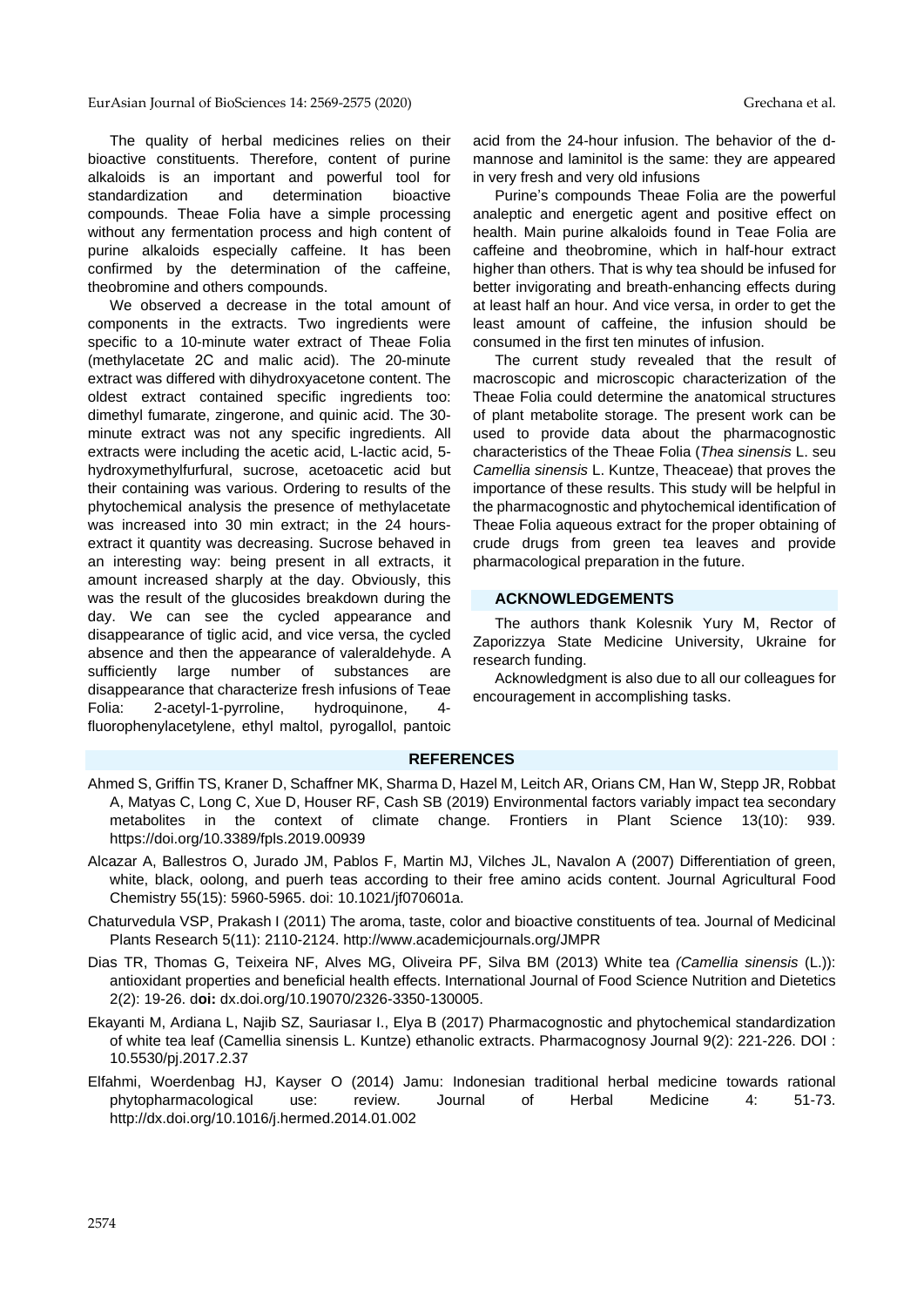The quality of herbal medicines relies on their bioactive constituents. Therefore, content of purine alkaloids is an important and powerful tool for standardization and determination bioactive compounds. Theae Folia have a simple processing without any fermentation process and high content of purine alkaloids especially caffeine. It has been confirmed by the determination of the caffeine, theobromine and others compounds.

We observed a decrease in the total amount of components in the extracts. Two ingredients were specific to a 10-minute water extract of Theae Folia (methylacetate 2C and malic acid). The 20-minute extract was differed with dihydroxyacetone content. The oldest extract contained specific ingredients too: dimethyl fumarate, zingerone, and quinic acid. The 30-minute extract was not any specific ingredients. All extracts were including the acetic acid, L-lactic acid, 5-hydroxymethylfurfural, sucrose, acetoacetic acid but their containing was various. Ordering to results of the phytochemical analysis the presence of methylacetate was increased into 30 min extract; in the 24 hours-extract it quantity was decreasing. Sucrose behaved in an interesting way: being present in all extracts, it amount increased sharply at the day. Obviously, this was the result of the glucosides breakdown during the day. We can see the cycled appearance and disappearance of tiglic acid, and vice versa, the cycled absence and then the appearance of valeraldehyde. A sufficiently large number of substances are disappearance that characterize fresh infusions of Teae Folia: 2-acetyl-1-pyrroline, hydroquinone, 4-fluorophenylacetylene, ethyl maltol, pyrogallol, pantoic acid from the 24-hour infusion. The behavior of the d-mannose and laminitol is the same: they are appeared in very fresh and very old infusions

Purine's compounds Theae Folia are the powerful analeptic and energetic agent and positive effect on health. Main purine alkaloids found in Teae Folia are caffeine and theobromine, which in half-hour extract higher than others. That is why tea should be infused for better invigorating and breath-enhancing effects during at least half an hour. And vice versa, in order to get the least amount of caffeine, the infusion should be consumed in the first ten minutes of infusion.

The current study revealed that the result of macroscopic and microscopic characterization of the Theae Folia could determine the anatomical structures of plant metabolite storage. The present work can be used to provide data about the pharmacognostic characteristics of the Theae Folia (*Thea sinensis* L. seu *Camellia sinensis* L. Kuntze, Theaceae) that proves the importance of these results. This study will be helpful in the pharmacognostic and phytochemical identification of Theae Folia aqueous extract for the proper obtaining of crude drugs from green tea leaves and provide pharmacological preparation in the future.

## ACKNOWLEDGEMENTS

The authors thank Kolesnik Yury M, Rector of Zaporizzya State Medicine University, Ukraine for research funding.

Acknowledgment is also due to all our colleagues for encouragement in accomplishing tasks.

## REFERENCES

Ahmed S, Griffin TS, Kraner D, Schaffner MK, Sharma D, Hazel M, Leitch AR, Orians CM, Han W, Stepp JR, Robbat A, Matyas C, Long C, Xue D, Houser RF, Cash SB (2019) Environmental factors variably impact tea secondary metabolites in the context of climate change. Frontiers in Plant Science 13(10): 939. https://doi.org/10.3389/fpls.2019.00939

Alcazar A, Ballestros O, Jurado JM, Pablos F, Martin MJ, Vilches JL, Navalon A (2007) Differentiation of green, white, black, oolong, and puerh teas according to their free amino acids content. Journal Agricultural Food Chemistry 55(15): 5960-5965. doi: 10.1021/jf070601a.

Chaturvedula VSP, Prakash I (2011) The aroma, taste, color and bioactive constituents of tea. Journal of Medicinal Plants Research 5(11): 2110-2124. http://www.academicjournals.org/JMPR

Dias TR, Thomas G, Teixeira NF, Alves MG, Oliveira PF, Silva BM (2013) White tea *(Camellia sinensis* (L.)): antioxidant properties and beneficial health effects. International Journal of Food Science Nutrition and Dietetics 2(2): 19-26. d**oi:** dx.doi.org/10.19070/2326-3350-130005.

Ekayanti M, Ardiana L, Najib SZ, Sauriasar I., Elya B (2017) Pharmacognostic and phytochemical standardization of white tea leaf (Camellia sinensis L. Kuntze) ethanolic extracts. Pharmacognosy Journal 9(2): 221-226. DOI : 10.5530/pj.2017.2.37

Elfahmi, Woerdenbag HJ, Kayser O (2014) Jamu: Indonesian traditional herbal medicine towards rational phytopharmacological use: review. Journal of Herbal Medicine 4: 51-73. http://dx.doi.org/10.1016/j.hermed.2014.01.002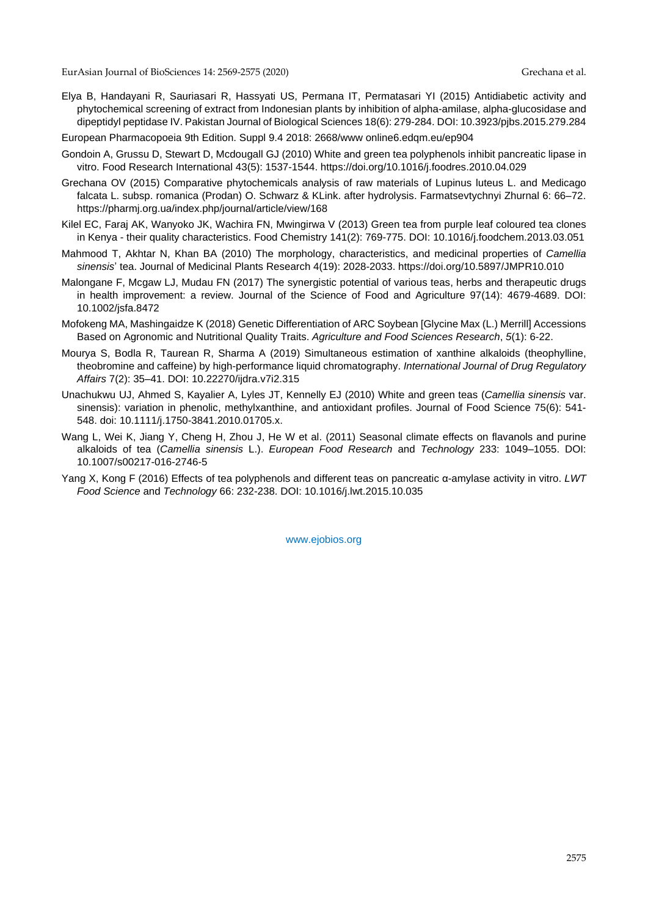Elya B, Handayani R, Sauriasari R, Hassyati US, Permana IT, Permatasari YI (2015) Antidiabetic activity and phytochemical screening of extract from Indonesian plants by inhibition of alpha-amilase, alpha-glucosidase and dipeptidyl peptidase IV. Pakistan Journal of Biological Sciences 18(6): 279-284. DOI: 10.3923/pjbs.2015.279.284

European Pharmacopoeia 9th Edition. Suppl 9.4 2018: 2668/www online6.edqm.eu/ep904

Gondoin A, Grussu D, Stewart D, Mcdougall GJ (2010) White and green tea polyphenols inhibit pancreatic lipase in vitro. Food Research International 43(5): 1537-1544. https://doi.org/10.1016/j.foodres.2010.04.029

Grechana OV (2015) Comparative phytochemicals analysis of raw materials of Lupinus luteus L. and Medicago falcata L. subsp. romanica (Prodan) O. Schwarz & KLink. after hydrolysis. Farmatsevtychnyi Zhurnal 6: 66–72. https://pharmj.org.ua/index.php/journal/article/view/168

Kilel EC, Faraj AK, Wanyoko JK, Wachira FN, Mwingirwa V (2013) Green tea from purple leaf coloured tea clones in Kenya - their quality characteristics. Food Chemistry 141(2): 769-775. DOI: 10.1016/j.foodchem.2013.03.051

Mahmood T, Akhtar N, Khan BA (2010) The morphology, characteristics, and medicinal properties of *Camellia sinensis*' tea. Journal of Medicinal Plants Research 4(19): 2028-2033. https://doi.org/10.5897/JMPR10.010

Malongane F, Mcgaw LJ, Mudau FN (2017) The synergistic potential of various teas, herbs and therapeutic drugs in health improvement: a review. Journal of the Science of Food and Agriculture 97(14): 4679-4689. DOI: 10.1002/jsfa.8472

Mofokeng MA, Mashingaidze K (2018) Genetic Differentiation of ARC Soybean [Glycine Max (L.) Merrill] Accessions Based on Agronomic and Nutritional Quality Traits. *Agriculture and Food Sciences Research*, *5*(1): 6-22.

Mourya S, Bodla R, Taurean R, Sharma A (2019) Simultaneous estimation of xanthine alkaloids (theophylline, theobromine and caffeine) by high-performance liquid chromatography. *International Journal of Drug Regulatory Affairs* 7(2): 35–41. DOI: 10.22270/ijdra.v7i2.315

Unachukwu UJ, Ahmed S, Kayalier A, Lyles JT, Kennelly EJ (2010) White and green teas (*Camellia sinensis* var. sinensis): variation in phenolic, methylxanthine, and antioxidant profiles. Journal of Food Science 75(6): 541-548. doi: 10.1111/j.1750-3841.2010.01705.x.

Wang L, Wei K, Jiang Y, Cheng H, Zhou J, He W et al. (2011) Seasonal climate effects on flavanols and purine alkaloids of tea (*Camellia sinensis* L.). *European Food Research* and *Technology* 233: 1049–1055. DOI: 10.1007/s00217-016-2746-5

Yang X, Kong F (2016) Effects of tea polyphenols and different teas on pancreatic α-amylase activity in vitro. *LWT Food Science* and *Technology* 66: 232-238. DOI: 10.1016/j.lwt.2015.10.035

www.ejobios.org